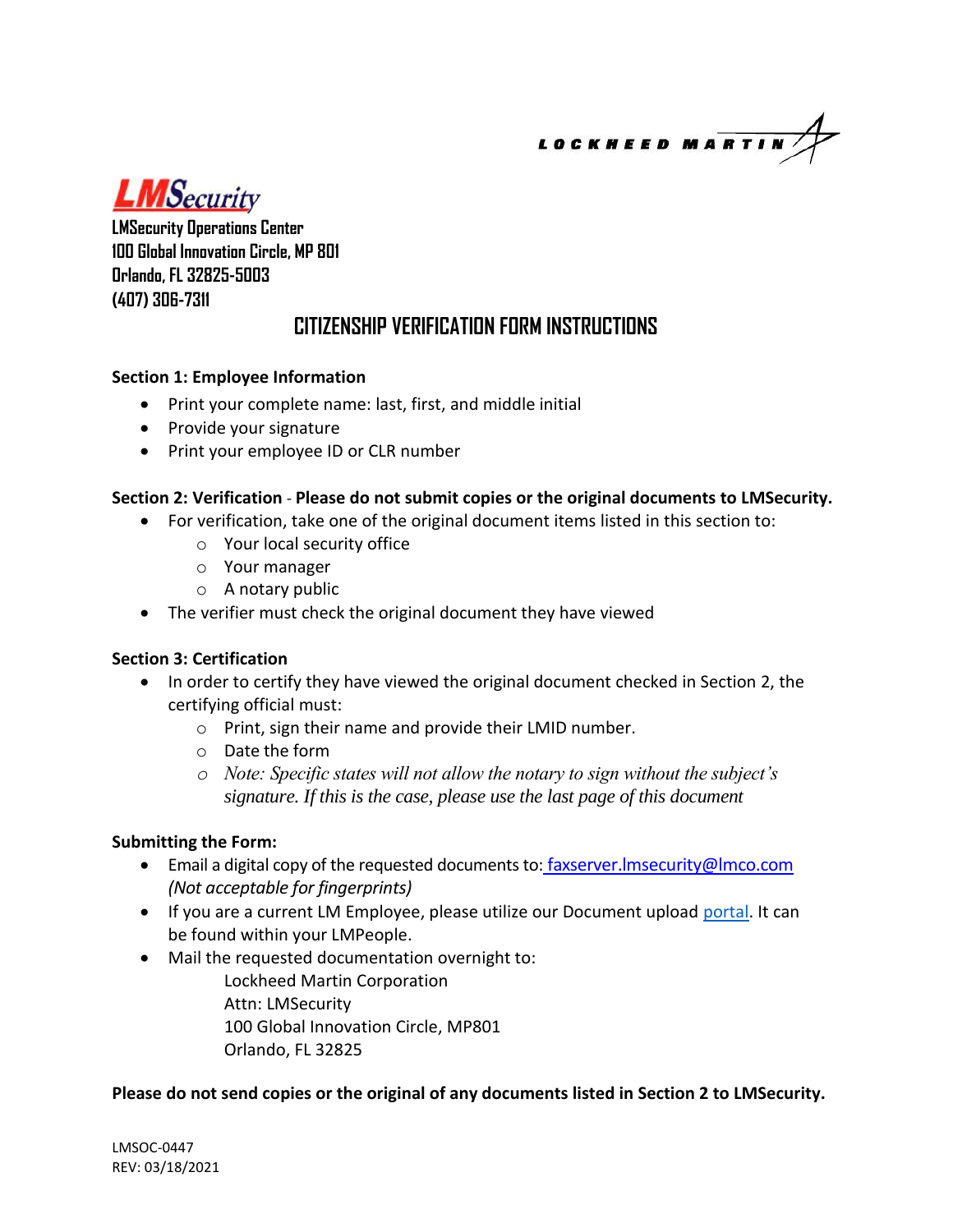LOCKHEED MARTIN

**LMSecurity**

**LMSecurity Operations Center**
**100 Global Innovation Circle, MP 801**
**Orlando, FL 32825-5003**
**(407) 306-7311**

# CITIZENSHIP VERIFICATION FORM INSTRUCTIONS

**Section 1: Employee Information**

- Print your complete name: last, first, and middle initial
- Provide your signature
- Print your employee ID or CLR number

**Section 2: Verification** - **Please do not submit copies or the original documents to LMSecurity.**

- For verification, take one of the original document items listed in this section to:
  - Your local security office
  - Your manager
  - A notary public
- The verifier must check the original document they have viewed

**Section 3: Certification**

- In order to certify they have viewed the original document checked in Section 2, the certifying official must:
  - Print, sign their name and provide their LMID number.
  - Date the form
  - *Note: Specific states will not allow the notary to sign without the subject's signature. If this is the case, please use the last page of this document*

**Submitting the Form:**

- Email a digital copy of the requested documents to: faxserver.lmsecurity@lmco.com *(Not acceptable for fingerprints)*
- If you are a current LM Employee, please utilize our Document upload portal. It can be found within your LMPeople.
- Mail the requested documentation overnight to:

  Lockheed Martin Corporation
  Attn: LMSecurity
  100 Global Innovation Circle, MP801
  Orlando, FL 32825

**Please do not send copies or the original of any documents listed in Section 2 to LMSecurity.**

LMSOC-0447
REV: 03/18/2021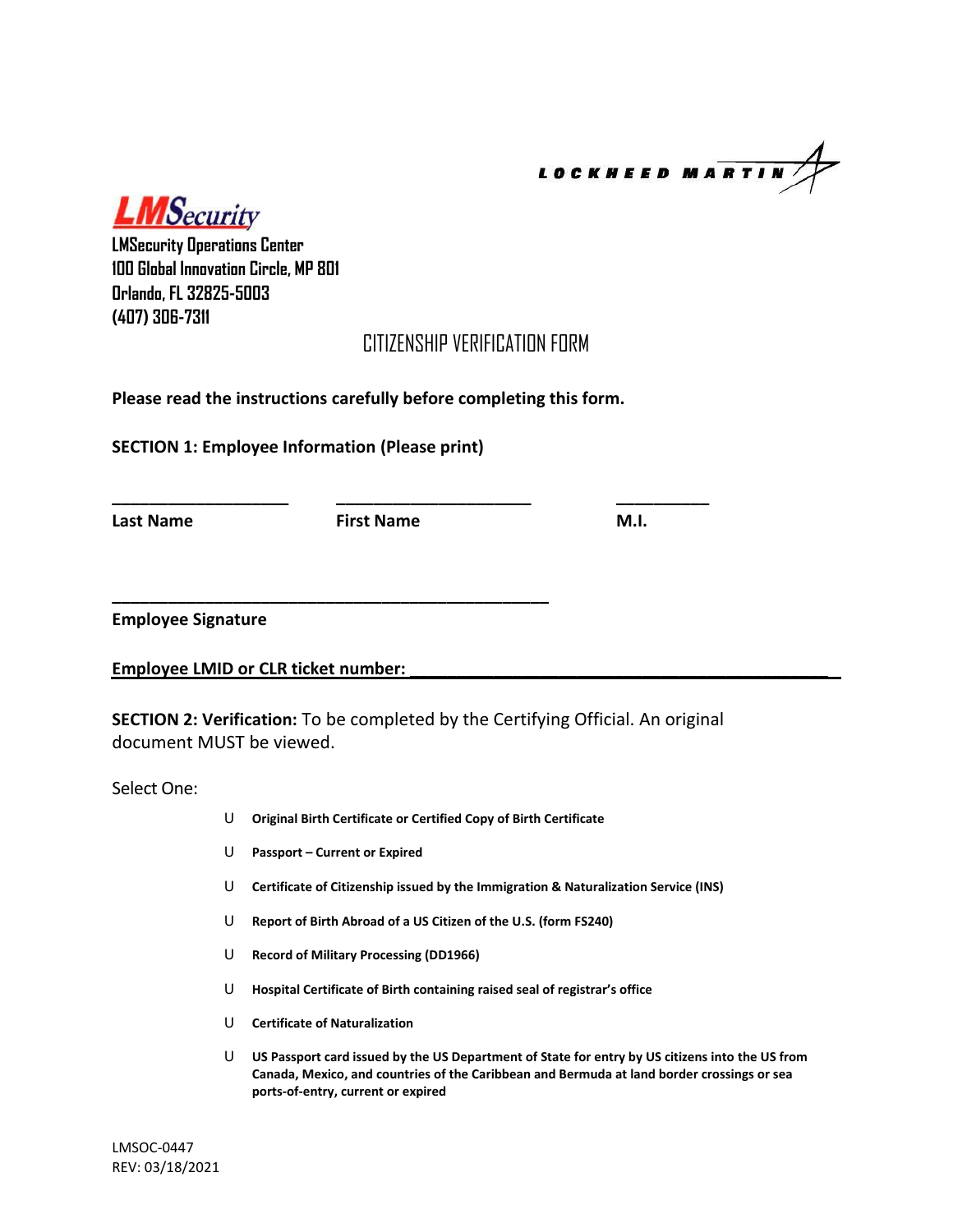LOCKHEED MARTIN

**LMSecurity**

**LMSecurity Operations Center**
**100 Global Innovation Circle, MP 801**
**Orlando, FL 32825-5003**
**(407) 306-7311**

# CITIZENSHIP VERIFICATION FORM

**Please read the instructions carefully before completing this form.**

**SECTION 1: Employee Information (Please print)**

| ___________________ | ____________________ | __________ |
|---|---|---|
| **Last Name** | **First Name** | **M.I.** |

___________________________________________

**Employee Signature**

**Employee LMID or CLR ticket number: ___________________________________________**

**SECTION 2: Verification:** To be completed by the Certifying Official. An original document MUST be viewed.

Select One:

- ☐ **Original Birth Certificate or Certified Copy of Birth Certificate**
- ☐ **Passport – Current or Expired**
- ☐ **Certificate of Citizenship issued by the Immigration & Naturalization Service (INS)**
- ☐ **Report of Birth Abroad of a US Citizen of the U.S. (form FS240)**
- ☐ **Record of Military Processing (DD1966)**
- ☐ **Hospital Certificate of Birth containing raised seal of registrar's office**
- ☐ **Certificate of Naturalization**
- ☐ **US Passport card issued by the US Department of State for entry by US citizens into the US from Canada, Mexico, and countries of the Caribbean and Bermuda at land border crossings or sea ports-of-entry, current or expired**

LMSOC-0447
REV: 03/18/2021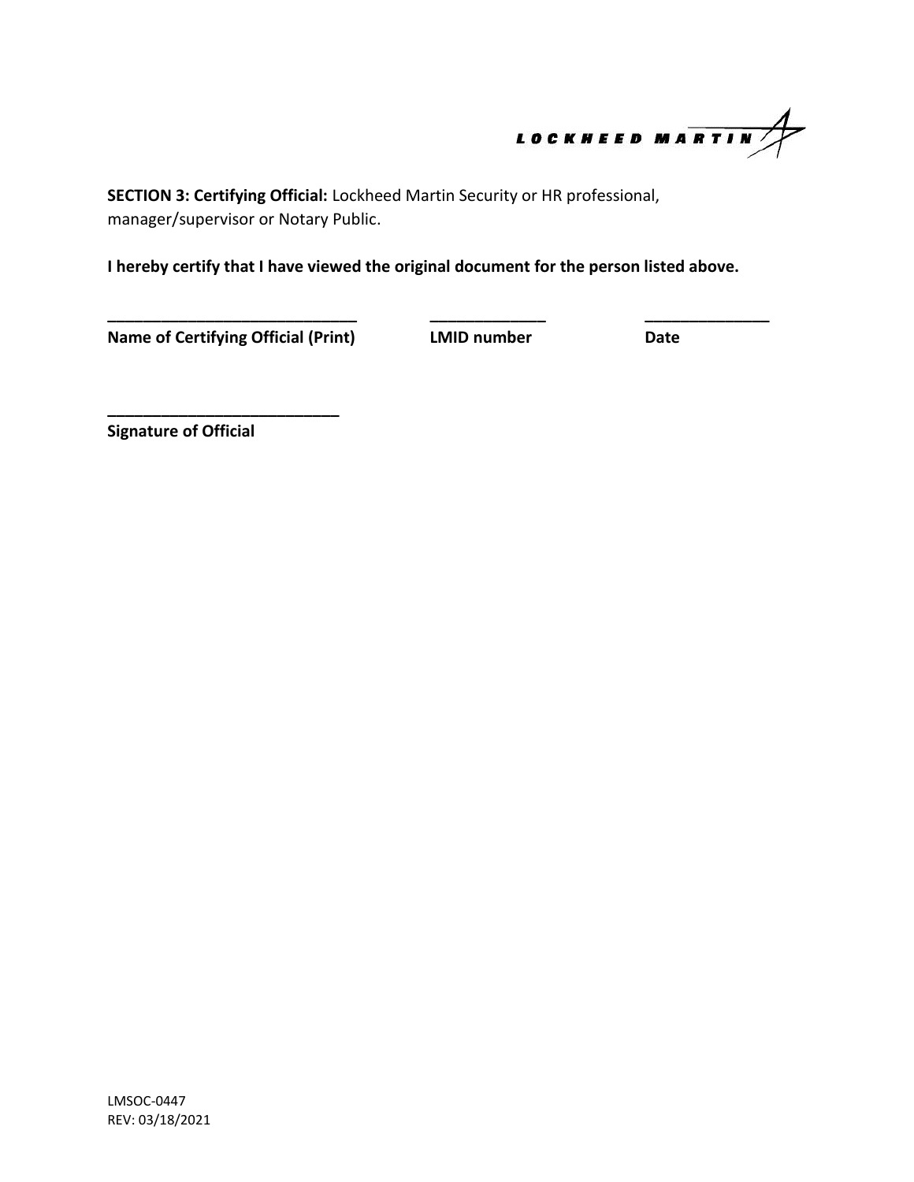**SECTION 3: Certifying Official:** Lockheed Martin Security or HR professional, manager/supervisor or Notary Public.

**I hereby certify that I have viewed the original document for the person listed above.**

| ______________________________ | ______________ | ______________ |
|---|---|---|
| **Name of Certifying Official (Print)** | **LMID number** | **Date** |

___________________________

**Signature of Official**

LMSOC-0447
REV: 03/18/2021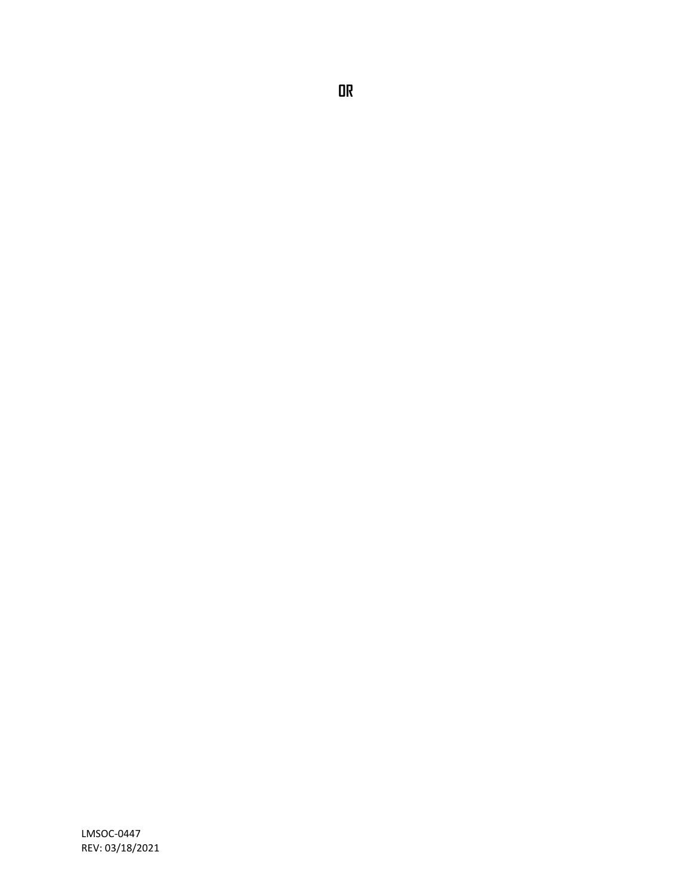**OR**

LMSOC-0447
REV: 03/18/2021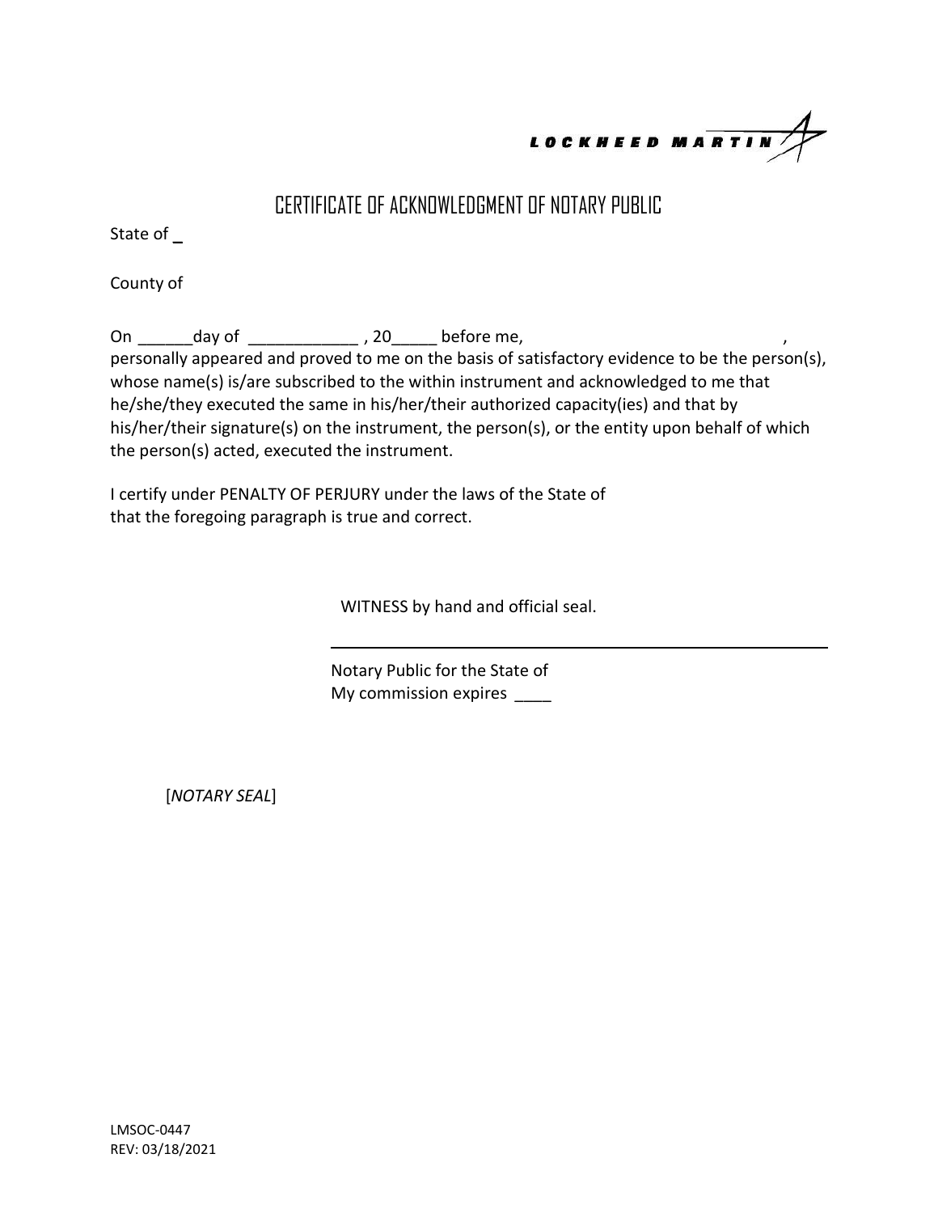# CERTIFICATE OF ACKNOWLEDGMENT OF NOTARY PUBLIC

State of _

County of

On ______day of ____________ , 20_____ before me, ,
personally appeared and proved to me on the basis of satisfactory evidence to be the person(s), whose name(s) is/are subscribed to the within instrument and acknowledged to me that he/she/they executed the same in his/her/their authorized capacity(ies) and that by his/her/their signature(s) on the instrument, the person(s), or the entity upon behalf of which the person(s) acted, executed the instrument.

I certify under PENALTY OF PERJURY under the laws of the State of
that the foregoing paragraph is true and correct.

WITNESS by hand and official seal.

______________________________________________

Notary Public for the State of
My commission expires ____

[*NOTARY SEAL*]

LMSOC-0447
REV: 03/18/2021